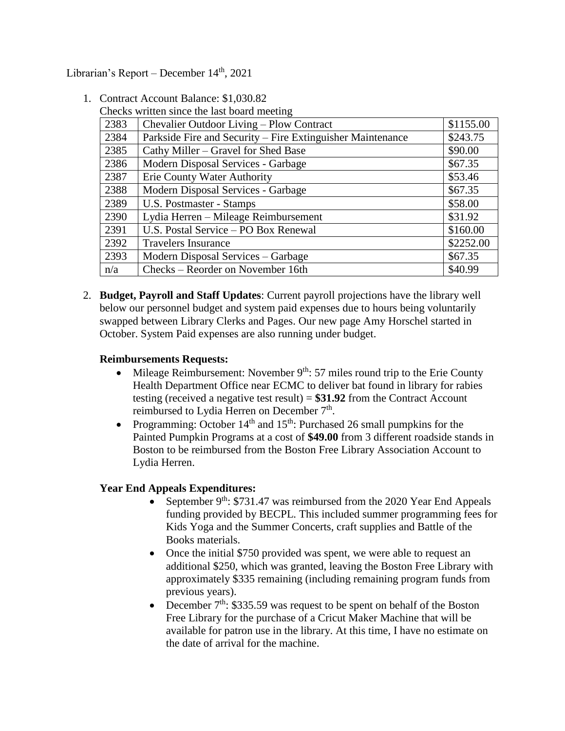Librarian's Report – December 14th, 2021

1. Contract Account Balance: $1,030.82

   Checks written since the last board meeting

| | | |
|---|---|---|
| 2383 | Chevalier Outdoor Living – Plow Contract | $1155.00 |
| 2384 | Parkside Fire and Security – Fire Extinguisher Maintenance | $243.75 |
| 2385 | Cathy Miller – Gravel for Shed Base | $90.00 |
| 2386 | Modern Disposal Services - Garbage | $67.35 |
| 2387 | Erie County Water Authority | $53.46 |
| 2388 | Modern Disposal Services - Garbage | $67.35 |
| 2389 | U.S. Postmaster - Stamps | $58.00 |
| 2390 | Lydia Herren – Mileage Reimbursement | $31.92 |
| 2391 | U.S. Postal Service – PO Box Renewal | $160.00 |
| 2392 | Travelers Insurance | $2252.00 |
| 2393 | Modern Disposal Services – Garbage | $67.35 |
| n/a | Checks – Reorder on November 16th | $40.99 |

2. **Budget, Payroll and Staff Updates**: Current payroll projections have the library well below our personnel budget and system paid expenses due to hours being voluntarily swapped between Library Clerks and Pages. Our new page Amy Horschel started in October. System Paid expenses are also running under budget.

   **Reimbursements Requests:**

   - Mileage Reimbursement: November 9th: 57 miles round trip to the Erie County Health Department Office near ECMC to deliver bat found in library for rabies testing (received a negative test result) = **$31.92** from the Contract Account reimbursed to Lydia Herren on December 7th.
   - Programming: October 14th and 15th: Purchased 26 small pumpkins for the Painted Pumpkin Programs at a cost of **$49.00** from 3 different roadside stands in Boston to be reimbursed from the Boston Free Library Association Account to Lydia Herren.

   **Year End Appeals Expenditures:**

   - September 9th: $731.47 was reimbursed from the 2020 Year End Appeals funding provided by BECPL. This included summer programming fees for Kids Yoga and the Summer Concerts, craft supplies and Battle of the Books materials.
   - Once the initial $750 provided was spent, we were able to request an additional $250, which was granted, leaving the Boston Free Library with approximately $335 remaining (including remaining program funds from previous years).
   - December 7th: $335.59 was request to be spent on behalf of the Boston Free Library for the purchase of a Cricut Maker Machine that will be available for patron use in the library. At this time, I have no estimate on the date of arrival for the machine.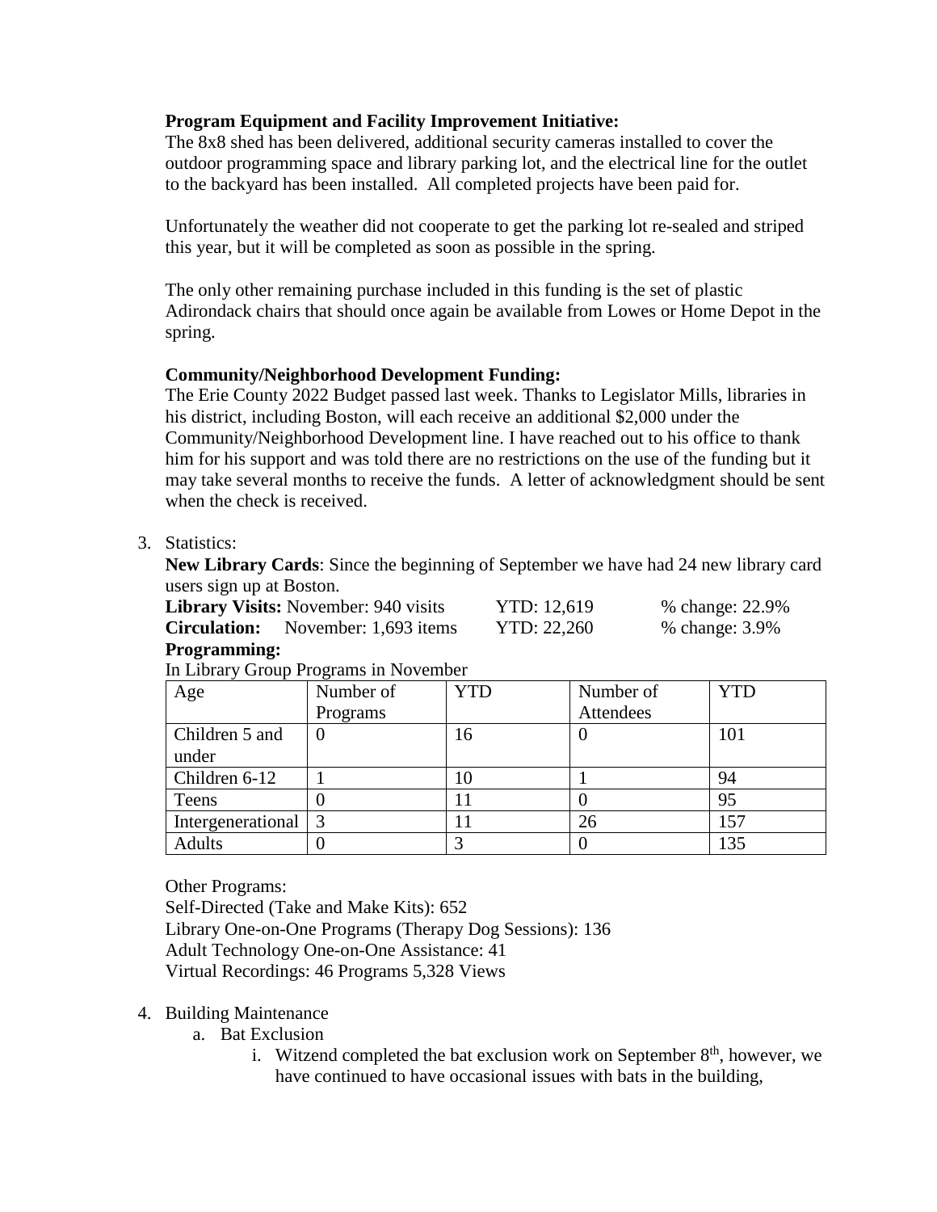**Program Equipment and Facility Improvement Initiative:**
The 8x8 shed has been delivered, additional security cameras installed to cover the outdoor programming space and library parking lot, and the electrical line for the outlet to the backyard has been installed. All completed projects have been paid for.

Unfortunately the weather did not cooperate to get the parking lot re-sealed and striped this year, but it will be completed as soon as possible in the spring.

The only other remaining purchase included in this funding is the set of plastic Adirondack chairs that should once again be available from Lowes or Home Depot in the spring.

**Community/Neighborhood Development Funding:**
The Erie County 2022 Budget passed last week. Thanks to Legislator Mills, libraries in his district, including Boston, will each receive an additional $2,000 under the Community/Neighborhood Development line. I have reached out to his office to thank him for his support and was told there are no restrictions on the use of the funding but it may take several months to receive the funds. A letter of acknowledgment should be sent when the check is received.

3. Statistics:

   **New Library Cards**: Since the beginning of September we have had 24 new library card users sign up at Boston.

   **Library Visits:** November: 940 visits YTD: 12,619 % change: 22.9%
   **Circulation:** November: 1,693 items YTD: 22,260 % change: 3.9%

   **Programming:**

   In Library Group Programs in November

| Age | Number of Programs | YTD | Number of Attendees | YTD |
|---|---|---|---|---|
| Children 5 and under | 0 | 16 | 0 | 101 |
| Children 6-12 | 1 | 10 | 1 | 94 |
| Teens | 0 | 11 | 0 | 95 |
| Intergenerational | 3 | 11 | 26 | 157 |
| Adults | 0 | 3 | 0 | 135 |

   Other Programs:
   Self-Directed (Take and Make Kits): 652
   Library One-on-One Programs (Therapy Dog Sessions): 136
   Adult Technology One-on-One Assistance: 41
   Virtual Recordings: 46 Programs 5,328 Views

4. Building Maintenance
   a. Bat Exclusion
      i. Witzend completed the bat exclusion work on September 8th, however, we have continued to have occasional issues with bats in the building,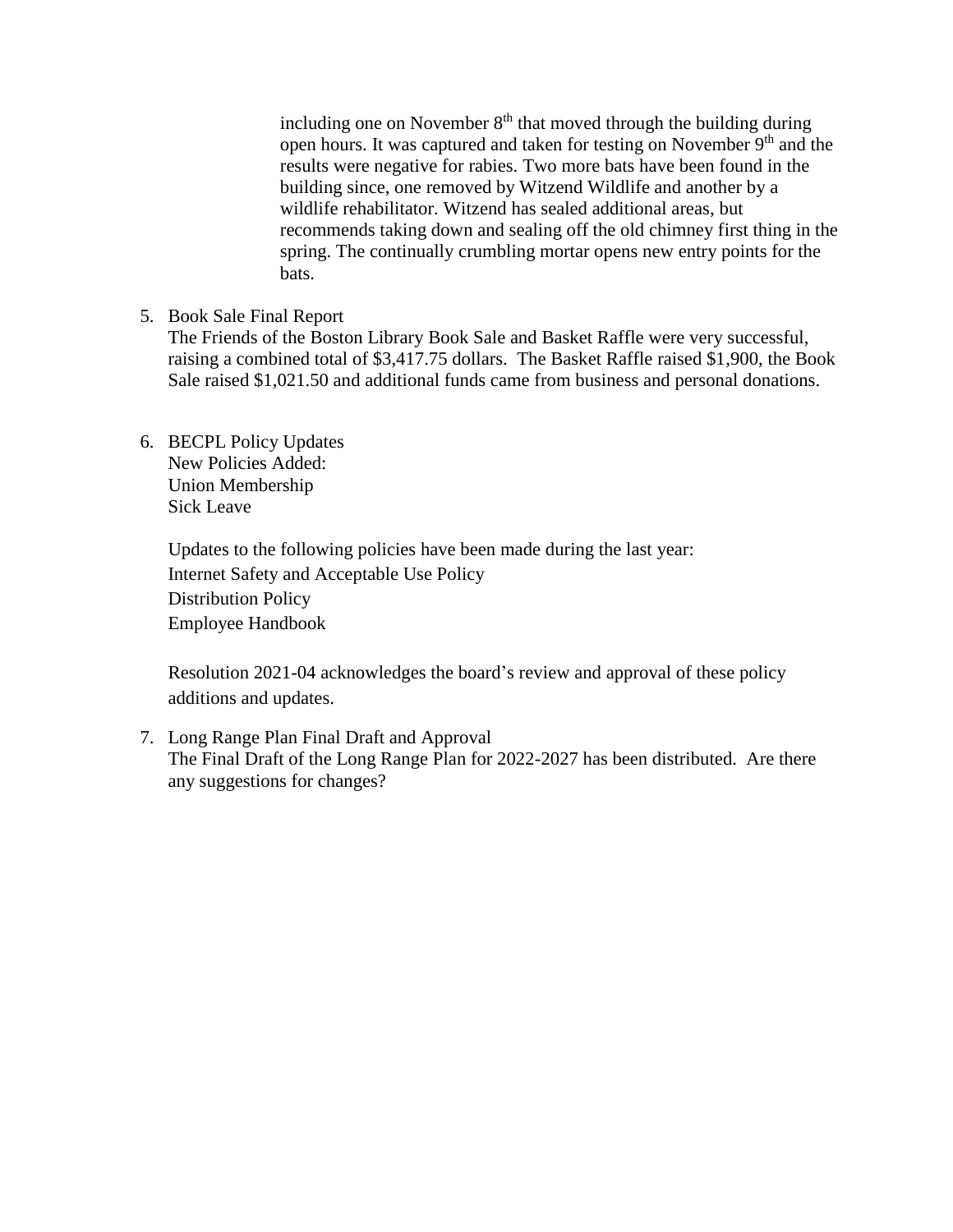including one on November 8th that moved through the building during open hours. It was captured and taken for testing on November 9th and the results were negative for rabies. Two more bats have been found in the building since, one removed by Witzend Wildlife and another by a wildlife rehabilitator. Witzend has sealed additional areas, but recommends taking down and sealing off the old chimney first thing in the spring. The continually crumbling mortar opens new entry points for the bats.

5. Book Sale Final Report
   The Friends of the Boston Library Book Sale and Basket Raffle were very successful, raising a combined total of $3,417.75 dollars.  The Basket Raffle raised $1,900, the Book Sale raised $1,021.50 and additional funds came from business and personal donations.

6. BECPL Policy Updates
   New Policies Added:
   Union Membership
   Sick Leave

   Updates to the following policies have been made during the last year:
   Internet Safety and Acceptable Use Policy
   Distribution Policy
   Employee Handbook

   Resolution 2021-04 acknowledges the board's review and approval of these policy additions and updates.

7. Long Range Plan Final Draft and Approval
   The Final Draft of the Long Range Plan for 2022-2027 has been distributed.  Are there any suggestions for changes?